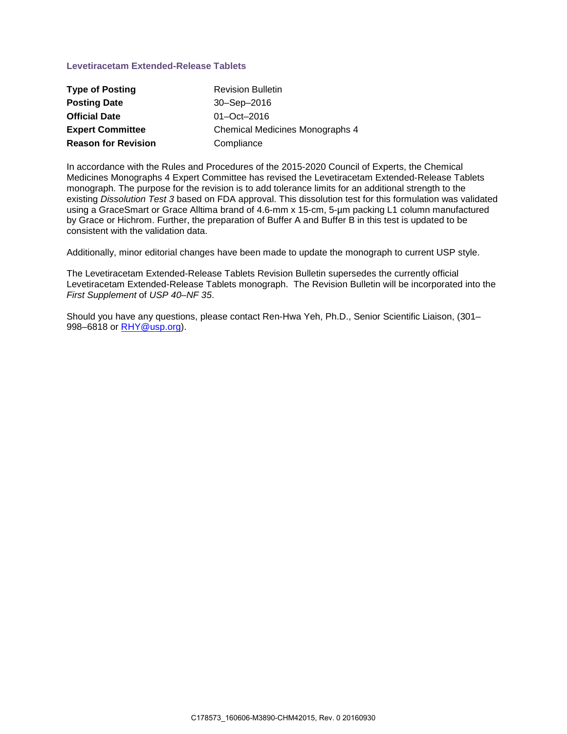## Levetiracetam Extended-Release Tablets

| | |
|---|---|
| **Type of Posting** | Revision Bulletin |
| **Posting Date** | 30–Sep–2016 |
| **Official Date** | 01–Oct–2016 |
| **Expert Committee** | Chemical Medicines Monographs 4 |
| **Reason for Revision** | Compliance |

In accordance with the Rules and Procedures of the 2015-2020 Council of Experts, the Chemical Medicines Monographs 4 Expert Committee has revised the Levetiracetam Extended-Release Tablets monograph. The purpose for the revision is to add tolerance limits for an additional strength to the existing *Dissolution Test 3* based on FDA approval. This dissolution test for this formulation was validated using a GraceSmart or Grace Alltima brand of 4.6-mm x 15-cm, 5-µm packing L1 column manufactured by Grace or Hichrom. Further, the preparation of Buffer A and Buffer B in this test is updated to be consistent with the validation data.

Additionally, minor editorial changes have been made to update the monograph to current USP style.

The Levetiracetam Extended-Release Tablets Revision Bulletin supersedes the currently official Levetiracetam Extended-Release Tablets monograph. The Revision Bulletin will be incorporated into the *First Supplement* of *USP 40–NF 35*.

Should you have any questions, please contact Ren-Hwa Yeh, Ph.D., Senior Scientific Liaison, (301–998–6818 or RHY@usp.org).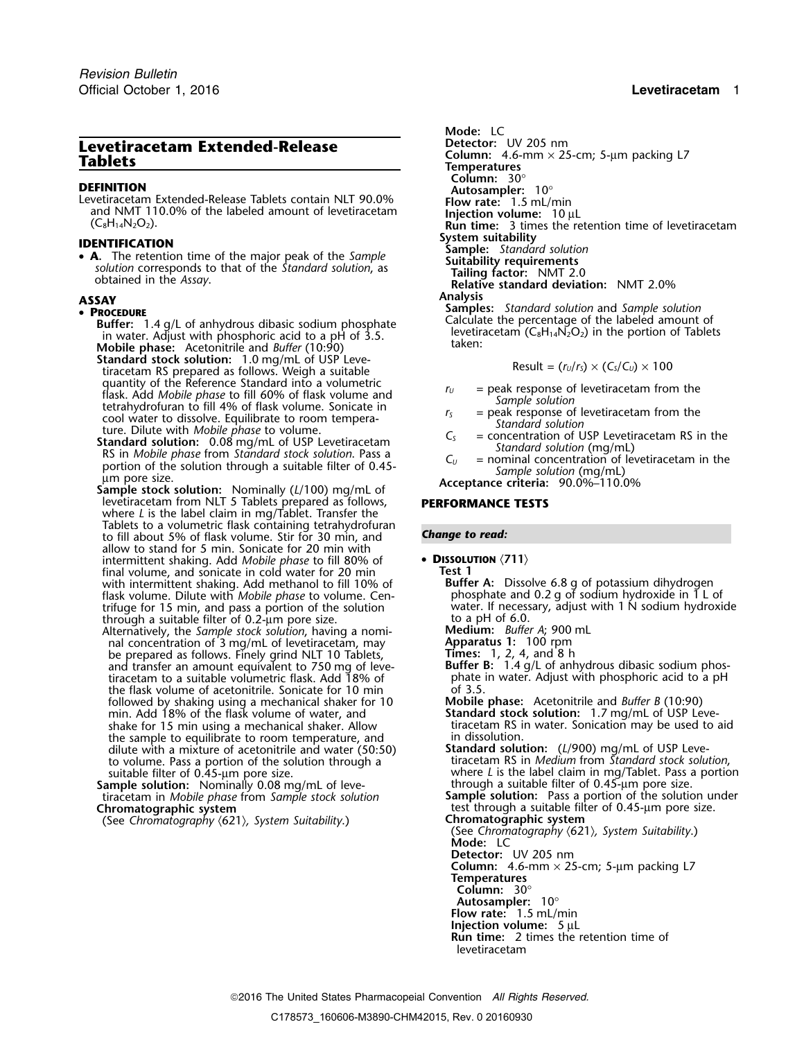# Levetiracetam Extended-Release Tablets

**DEFINITION**

Levetiracetam Extended-Release Tablets contain NLT 90.0% and NMT 110.0% of the labeled amount of levetiracetam ($C_8H_{14}N_2O_2$).

**IDENTIFICATION**

- **A.** The retention time of the major peak of the *Sample solution* corresponds to that of the *Standard solution*, as obtained in the *Assay*.

**ASSAY**

- **PROCEDURE**

**Buffer:** 1.4 g/L of anhydrous dibasic sodium phosphate in water. Adjust with phosphoric acid to a pH of 3.5.

**Mobile phase:** Acetonitrile and *Buffer* (10:90)

**Standard stock solution:** 1.0 mg/mL of USP Levetiracetam RS prepared as follows. Weigh a suitable quantity of the Reference Standard into a volumetric flask. Add *Mobile phase* to fill 60% of flask volume and tetrahydrofuran to fill 4% of flask volume. Sonicate in cool water to dissolve. Equilibrate to room temperature. Dilute with *Mobile phase* to volume.

**Standard solution:** 0.08 mg/mL of USP Levetiracetam RS in *Mobile phase* from *Standard stock solution*. Pass a portion of the solution through a suitable filter of 0.45-µm pore size.

**Sample stock solution:** Nominally ($L$/100) mg/mL of levetiracetam from NLT 5 Tablets prepared as follows, where $L$ is the label claim in mg/Tablet. Transfer the Tablets to a volumetric flask containing tetrahydrofuran to fill about 5% of flask volume. Stir for 30 min, and allow to stand for 5 min. Sonicate for 20 min with intermittent shaking. Add *Mobile phase* to fill 80% of final volume, and sonicate in cold water for 20 min with intermittent shaking. Add methanol to fill 10% of flask volume. Dilute with *Mobile phase* to volume. Centrifuge for 15 min, and pass a portion of the solution through a suitable filter of 0.2-µm pore size.

Alternatively, the *Sample stock solution*, having a nominal concentration of 3 mg/mL of levetiracetam, may be prepared as follows. Finely grind NLT 10 Tablets, and transfer an amount equivalent to 750 mg of levetiracetam to a suitable volumetric flask. Add 18% of the flask volume of acetonitrile. Sonicate for 10 min followed by shaking using a mechanical shaker for 10 min. Add 18% of the flask volume of water, and shake for 15 min using a mechanical shaker. Allow the sample to equilibrate to room temperature, and dilute with a mixture of acetonitrile and water (50:50) to volume. Pass a portion of the solution through a suitable filter of 0.45-µm pore size.

**Sample solution:** Nominally 0.08 mg/mL of levetiracetam in *Mobile phase* from *Sample stock solution*

**Chromatographic system**

(See *Chromatography* ⟨621⟩*, System Suitability*.)

**Mode:** LC

**Detector:** UV 205 nm

**Column:** 4.6-mm × 25-cm; 5-µm packing L7

**Temperatures**

**Column:** 30°

**Autosampler:** 10°

**Flow rate:** 1.5 mL/min

**Injection volume:** 10 µL

**Run time:** 3 times the retention time of levetiracetam

**System suitability**

**Sample:** *Standard solution*

**Suitability requirements**

**Tailing factor:** NMT 2.0

**Relative standard deviation:** NMT 2.0%

**Analysis**

**Samples:** *Standard solution* and *Sample solution*

Calculate the percentage of the labeled amount of levetiracetam ($C_8H_{14}N_2O_2$) in the portion of Tablets taken:

$$\text{Result} = (r_U/r_S) \times (C_S/C_U) \times 100$$

$r_U$ = peak response of levetiracetam from the *Sample solution*

$r_S$ = peak response of levetiracetam from the *Standard solution*

$C_S$ = concentration of USP Levetiracetam RS in the *Standard solution* (mg/mL)

$C_U$ = nominal concentration of levetiracetam in the *Sample solution* (mg/mL)

**Acceptance criteria:** 90.0%–110.0%

**PERFORMANCE TESTS**

***Change to read:***

- **DISSOLUTION** ⟨711⟩

**Test 1**

**Buffer A:** Dissolve 6.8 g of potassium dihydrogen phosphate and 0.2 g of sodium hydroxide in 1 L of water. If necessary, adjust with 1 N sodium hydroxide to a pH of 6.0.

**Medium:** *Buffer A*; 900 mL

**Apparatus 1:** 100 rpm

**Times:** 1, 2, 4, and 8 h

**Buffer B:** 1.4 g/L of anhydrous dibasic sodium phosphate in water. Adjust with phosphoric acid to a pH of 3.5.

**Mobile phase:** Acetonitrile and *Buffer B* (10:90)

**Standard stock solution:** 1.7 mg/mL of USP Levetiracetam RS in water. Sonication may be used to aid in dissolution.

**Standard solution:** ($L$/900) mg/mL of USP Levetiracetam RS in *Medium* from *Standard stock solution*, where $L$ is the label claim in mg/Tablet. Pass a portion through a suitable filter of 0.45-µm pore size.

**Sample solution:** Pass a portion of the solution under test through a suitable filter of 0.45-µm pore size.

**Chromatographic system**

(See *Chromatography* ⟨621⟩*, System Suitability*.)

**Mode:** LC

**Detector:** UV 205 nm

**Column:** 4.6-mm × 25-cm; 5-µm packing L7

**Temperatures**

**Column:** 30°

**Autosampler:** 10°

**Flow rate:** 1.5 mL/min

**Injection volume:** 5 µL

**Run time:** 2 times the retention time of levetiracetam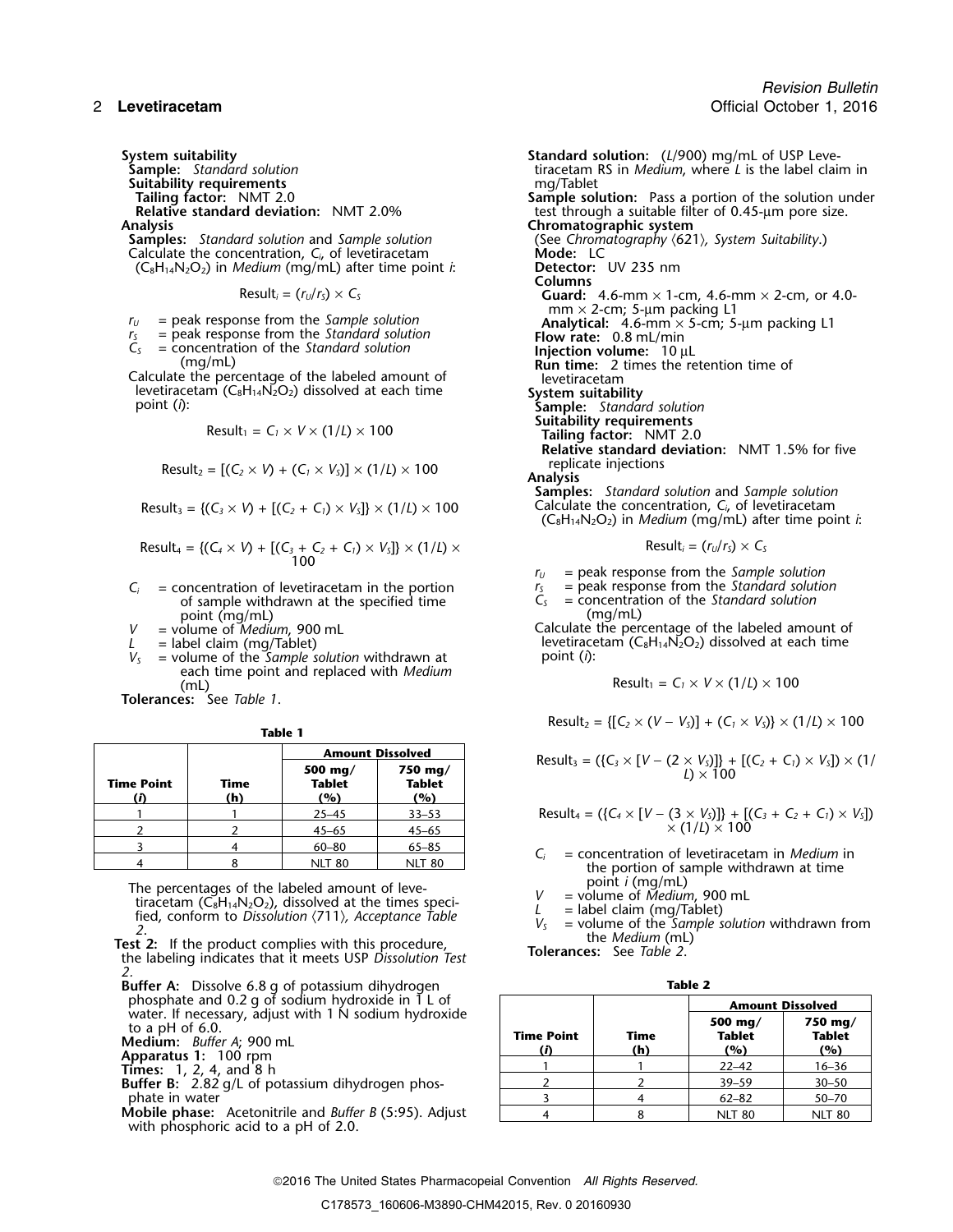**System suitability**

**Sample:** *Standard solution*

**Suitability requirements**

**Tailing factor:** NMT 2.0

**Relative standard deviation:** NMT 2.0%

**Analysis**

**Samples:** *Standard solution* and *Sample solution*

Calculate the concentration, $C_i$, of levetiracetam ($C_8H_{14}N_2O_2$) in *Medium* (mg/mL) after time point *i*:

$$\text{Result}_i = (r_U/r_S) \times C_S$$

$r_U$ = peak response from the *Sample solution*
$r_S$ = peak response from the *Standard solution*
$C_S$ = concentration of the *Standard solution* (mg/mL)

Calculate the percentage of the labeled amount of levetiracetam ($C_8H_{14}N_2O_2$) dissolved at each time point (*i*):

$$\text{Result}_1 = C_1 \times V \times (1/L) \times 100$$

$$\text{Result}_2 = [(C_2 \times V) + (C_1 \times V_S)] \times (1/L) \times 100$$

$$\text{Result}_3 = \{(C_3 \times V) + [(C_2 + C_1) \times V_S]\} \times (1/L) \times 100$$

$$\text{Result}_4 = \{(C_4 \times V) + [(C_3 + C_2 + C_1) \times V_S]\} \times (1/L) \times 100$$

$C_i$ = concentration of levetiracetam in the portion of sample withdrawn at the specified time point (mg/mL)
$V$ = volume of *Medium*, 900 mL
$L$ = label claim (mg/Tablet)
$V_S$ = volume of the *Sample solution* withdrawn at each time point and replaced with *Medium* (mL)

**Tolerances:** See *Table 1*.

**Table 1**

| Time Point (*i*) | Time (h) | Amount Dissolved | |
|---|---|---|---|
| | | 500 mg/ Tablet (%) | 750 mg/ Tablet (%) |
| 1 | 1 | 25–45 | 33–53 |
| 2 | 2 | 45–65 | 45–65 |
| 3 | 4 | 60–80 | 65–85 |
| 4 | 8 | NLT 80 | NLT 80 |

The percentages of the labeled amount of levetiracetam ($C_8H_{14}N_2O_2$), dissolved at the times specified, conform to *Dissolution* ⟨711⟩, *Acceptance Table 2*.

**Test 2:** If the product complies with this procedure, the labeling indicates that it meets USP *Dissolution Test 2*.

**Buffer A:** Dissolve 6.8 g of potassium dihydrogen phosphate and 0.2 g of sodium hydroxide in 1 L of water. If necessary, adjust with 1 N sodium hydroxide to a pH of 6.0.

**Medium:** *Buffer A*; 900 mL

**Apparatus 1:** 100 rpm

**Times:** 1, 2, 4, and 8 h

**Buffer B:** 2.82 g/L of potassium dihydrogen phosphate in water

**Mobile phase:** Acetonitrile and *Buffer B* (5:95). Adjust with phosphoric acid to a pH of 2.0.

**Standard solution:** ($L$/900) mg/mL of USP Levetiracetam RS in *Medium*, where $L$ is the label claim in mg/Tablet

**Sample solution:** Pass a portion of the solution under test through a suitable filter of 0.45-µm pore size.

**Chromatographic system**

(See *Chromatography* ⟨621⟩, *System Suitability*.)

**Mode:** LC

**Detector:** UV 235 nm

**Columns**

**Guard:** 4.6-mm × 1-cm, 4.6-mm × 2-cm, or 4.0-mm × 2-cm; 5-µm packing L1

**Analytical:** 4.6-mm × 5-cm; 5-µm packing L1

**Flow rate:** 0.8 mL/min

**Injection volume:** 10 µL

**Run time:** 2 times the retention time of levetiracetam

**System suitability**

**Sample:** *Standard solution*

**Suitability requirements**

**Tailing factor:** NMT 2.0

**Relative standard deviation:** NMT 1.5% for five replicate injections

**Analysis**

**Samples:** *Standard solution* and *Sample solution*

Calculate the concentration, $C_i$, of levetiracetam ($C_8H_{14}N_2O_2$) in *Medium* (mg/mL) after time point *i*:

$$\text{Result}_i = (r_U/r_S) \times C_S$$

$r_U$ = peak response from the *Sample solution*
$r_S$ = peak response from the *Standard solution*
$C_S$ = concentration of the *Standard solution* (mg/mL)

Calculate the percentage of the labeled amount of levetiracetam ($C_8H_{14}N_2O_2$) dissolved at each time point (*i*):

$$\text{Result}_1 = C_1 \times V \times (1/L) \times 100$$

$$\text{Result}_2 = \{[C_2 \times (V - V_S)] + (C_1 \times V_S)\} \times (1/L) \times 100$$

$$\text{Result}_3 = (\{C_3 \times [V - (2 \times V_S)]\} + [(C_2 + C_1) \times V_S]) \times (1/L) \times 100$$

$$\text{Result}_4 = (\{C_4 \times [V - (3 \times V_S)]\} + [(C_3 + C_2 + C_1) \times V_S]) \times (1/L) \times 100$$

$C_i$ = concentration of levetiracetam in *Medium* in the portion of sample withdrawn at time point *i* (mg/mL)
$V$ = volume of *Medium*, 900 mL
$L$ = label claim (mg/Tablet)
$V_S$ = volume of the *Sample solution* withdrawn from the *Medium* (mL)

**Tolerances:** See *Table 2*.

**Table 2**

| Time Point (*i*) | Time (h) | Amount Dissolved | |
|---|---|---|---|
| | | 500 mg/ Tablet (%) | 750 mg/ Tablet (%) |
| 1 | 1 | 22–42 | 16–36 |
| 2 | 2 | 39–59 | 30–50 |
| 3 | 4 | 62–82 | 50–70 |
| 4 | 8 | NLT 80 | NLT 80 |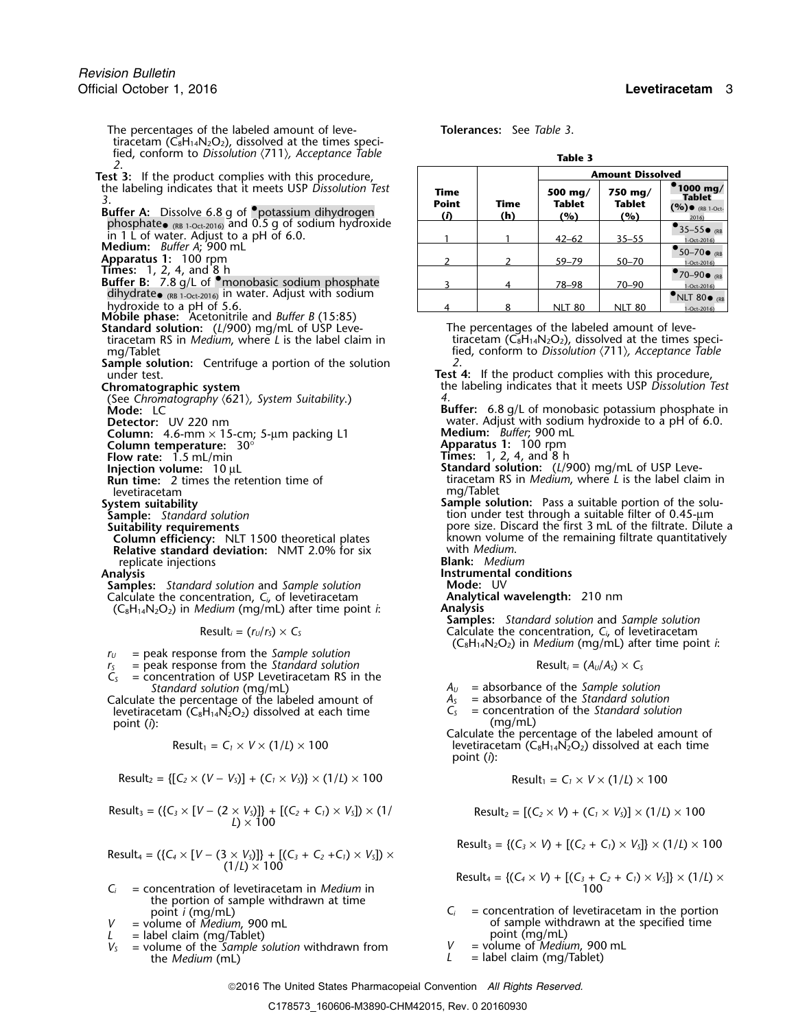The percentages of the labeled amount of levetiracetam ($C_8H_{14}N_2O_2$), dissolved at the times specified, conform to *Dissolution* ⟨711⟩, *Acceptance Table 2*.

**Test 3:** If the product complies with this procedure, the labeling indicates that it meets USP *Dissolution Test 3*.

**Buffer A:** Dissolve 6.8 g of •potassium dihydrogen phosphate• (RB 1-Oct-2016) and 0.5 g of sodium hydroxide in 1 L of water. Adjust to a pH of 6.0.

**Medium:** *Buffer A*; 900 mL

**Apparatus 1:** 100 rpm

**Times:** 1, 2, 4, and 8 h

**Buffer B:** 7.8 g/L of •monobasic sodium phosphate dihydrate• (RB 1-Oct-2016) in water. Adjust with sodium hydroxide to a pH of 5.6.

**Mobile phase:** Acetonitrile and *Buffer B* (15:85)

**Standard solution:** ($L$/900) mg/mL of USP Levetiracetam RS in *Medium*, where $L$ is the label claim in mg/Tablet

**Sample solution:** Centrifuge a portion of the solution under test.

**Chromatographic system**

(See *Chromatography* ⟨621⟩, *System Suitability*.)

**Mode:** LC

**Detector:** UV 220 nm

**Column:** 4.6-mm × 15-cm; 5-µm packing L1

**Column temperature:** 30°

**Flow rate:** 1.5 mL/min

**Injection volume:** 10 µL

**Run time:** 2 times the retention time of levetiracetam

**System suitability**

**Sample:** *Standard solution*

**Suitability requirements**

**Column efficiency:** NLT 1500 theoretical plates

**Relative standard deviation:** NMT 2.0% for six replicate injections

**Analysis**

**Samples:** *Standard solution* and *Sample solution*

Calculate the concentration, $C_i$, of levetiracetam ($C_8H_{14}N_2O_2$) in *Medium* (mg/mL) after time point $i$:

$$\text{Result}_i = (r_U/r_S) \times C_S$$

$r_U$ = peak response from the *Sample solution*
$r_S$ = peak response from the *Standard solution*
$C_S$ = concentration of USP Levetiracetam RS in the *Standard solution* (mg/mL)

Calculate the percentage of the labeled amount of levetiracetam ($C_8H_{14}N_2O_2$) dissolved at each time point ($i$):

$$\text{Result}_1 = C_1 \times V \times (1/L) \times 100$$

$$\text{Result}_2 = \{[C_2 \times (V - V_S)] + (C_1 \times V_S)\} \times (1/L) \times 100$$

$$\text{Result}_3 = (\{C_3 \times [V - (2 \times V_S)]\} + [(C_2 + C_1) \times V_S]) \times (1/L) \times 100$$

$$\text{Result}_4 = (\{C_4 \times [V - (3 \times V_S)]\} + [(C_3 + C_2 + C_1) \times V_S]) \times (1/L) \times 100$$

$C_i$ = concentration of levetiracetam in *Medium* in the portion of sample withdrawn at time point $i$ (mg/mL)
$V$ = volume of *Medium*, 900 mL
$L$ = label claim (mg/Tablet)
$V_S$ = volume of the *Sample solution* withdrawn from the *Medium* (mL)

**Tolerances:** See *Table 3*.

**Table 3**

| Time Point ($i$) | Time (h) | Amount Dissolved 500 mg/Tablet (%) | 750 mg/Tablet (%) | •1000 mg/Tablet (%)• (RB 1-Oct-2016) |
|---|---|---|---|---|
| 1 | 1 | 42–62 | 35–55 | •35–55• (RB 1-Oct-2016) |
| 2 | 2 | 59–79 | 50–70 | •50–70• (RB 1-Oct-2016) |
| 3 | 4 | 78–98 | 70–90 | •70–90• (RB 1-Oct-2016) |
| 4 | 8 | NLT 80 | NLT 80 | •NLT 80• (RB 1-Oct-2016) |

The percentages of the labeled amount of levetiracetam ($C_8H_{14}N_2O_2$), dissolved at the times specified, conform to *Dissolution* ⟨711⟩, *Acceptance Table 2*.

**Test 4:** If the product complies with this procedure, the labeling indicates that it meets USP *Dissolution Test 4*.

**Buffer:** 6.8 g/L of monobasic potassium phosphate in water. Adjust with sodium hydroxide to a pH of 6.0.

**Medium:** *Buffer*; 900 mL

**Apparatus 1:** 100 rpm

**Times:** 1, 2, 4, and 8 h

**Standard solution:** ($L$/900) mg/mL of USP Levetiracetam RS in *Medium*, where $L$ is the label claim in mg/Tablet

**Sample solution:** Pass a suitable portion of the solution under test through a suitable filter of 0.45-µm pore size. Discard the first 3 mL of the filtrate. Dilute a known volume of the remaining filtrate quantitatively with *Medium*.

**Blank:** *Medium*

**Instrumental conditions**

**Mode:** UV

**Analytical wavelength:** 210 nm

**Analysis**

**Samples:** *Standard solution* and *Sample solution*

Calculate the concentration, $C_i$, of levetiracetam ($C_8H_{14}N_2O_2$) in *Medium* (mg/mL) after time point $i$:

$$\text{Result}_i = (A_U/A_S) \times C_S$$

$A_U$ = absorbance of the *Sample solution*
$A_S$ = absorbance of the *Standard solution*
$C_S$ = concentration of the *Standard solution* (mg/mL)

Calculate the percentage of the labeled amount of levetiracetam ($C_8H_{14}N_2O_2$) dissolved at each time point ($i$):

$$\text{Result}_1 = C_1 \times V \times (1/L) \times 100$$

$$\text{Result}_2 = [(C_2 \times V) + (C_1 \times V_S)] \times (1/L) \times 100$$

$$\text{Result}_3 = \{(C_3 \times V) + [(C_2 + C_1) \times V_S]\} \times (1/L) \times 100$$

$$\text{Result}_4 = \{(C_4 \times V) + [(C_3 + C_2 + C_1) \times V_S]\} \times (1/L) \times 100$$

$C_i$ = concentration of levetiracetam in the portion of sample withdrawn at the specified time point (mg/mL)
$V$ = volume of *Medium*, 900 mL
$L$ = label claim (mg/Tablet)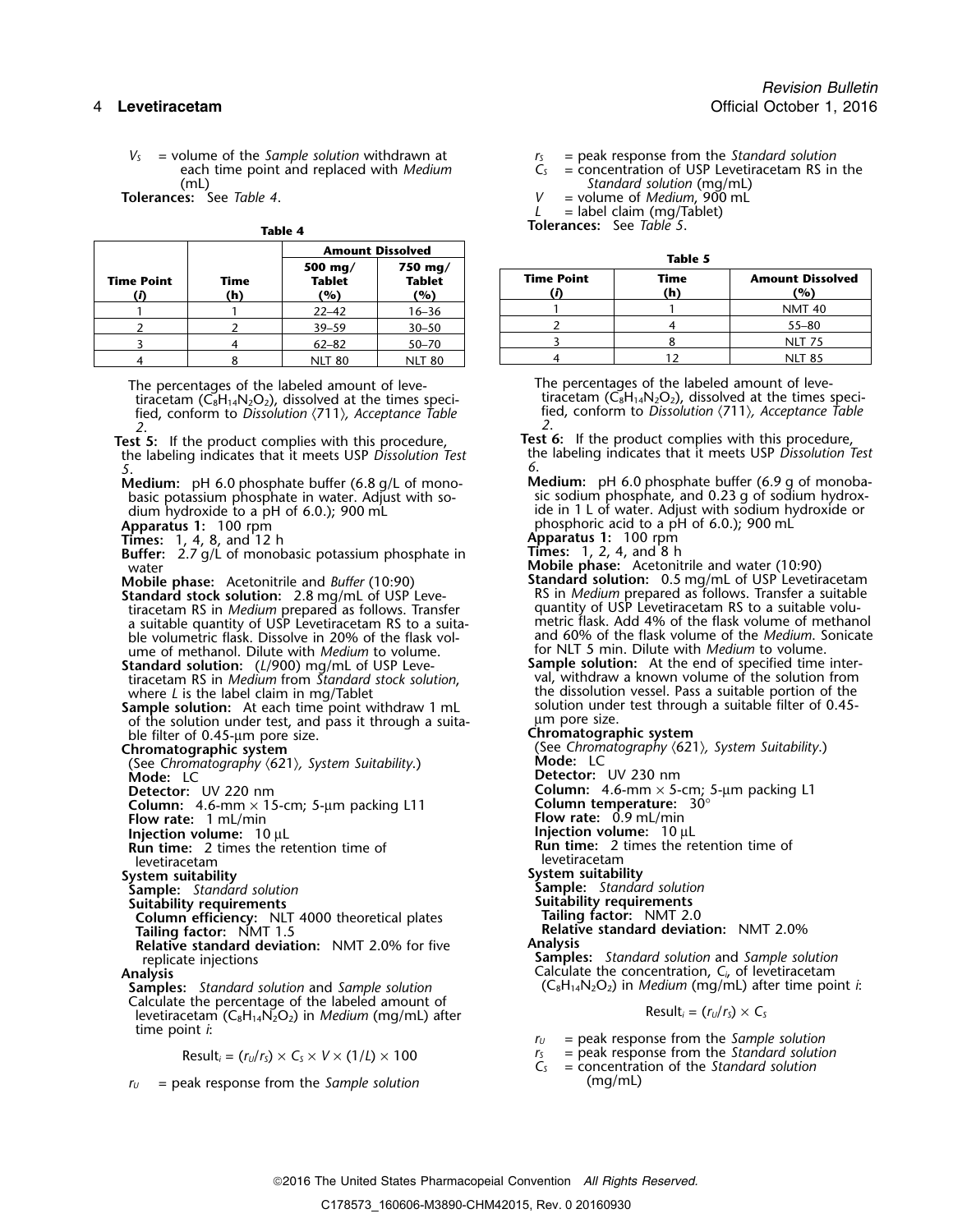$V_S$ = volume of the *Sample solution* withdrawn at each time point and replaced with *Medium* (mL)

**Tolerances:** See *Table 4*.

**Table 4**

| Time Point ($i$) | Time (h) | Amount Dissolved | |
|---|---|---|---|
| | | 500 mg/ Tablet (%) | 750 mg/ Tablet (%) |
| 1 | 1 | 22–42 | 16–36 |
| 2 | 2 | 39–59 | 30–50 |
| 3 | 4 | 62–82 | 50–70 |
| 4 | 8 | NLT 80 | NLT 80 |

The percentages of the labeled amount of levetiracetam ($C_8H_{14}N_2O_2$), dissolved at the times specified, conform to *Dissolution* ⟨711⟩, *Acceptance Table 2*.

**Test 5:** If the product complies with this procedure, the labeling indicates that it meets USP *Dissolution Test 5*.

**Medium:** pH 6.0 phosphate buffer (6.8 g/L of monobasic potassium phosphate in water. Adjust with sodium hydroxide to a pH of 6.0.); 900 mL

**Apparatus 1:** 100 rpm

**Times:** 1, 4, 8, and 12 h

**Buffer:** 2.7 g/L of monobasic potassium phosphate in water

**Mobile phase:** Acetonitrile and *Buffer* (10:90)

**Standard stock solution:** 2.8 mg/mL of USP Levetiracetam RS in *Medium* prepared as follows. Transfer a suitable quantity of USP Levetiracetam RS to a suitable volumetric flask. Dissolve in 20% of the flask volume of methanol. Dilute with *Medium* to volume.

**Standard solution:** ($L$/900) mg/mL of USP Levetiracetam RS in *Medium* from *Standard stock solution*, where $L$ is the label claim in mg/Tablet

**Sample solution:** At each time point withdraw 1 mL of the solution under test, and pass it through a suitable filter of 0.45-µm pore size.

**Chromatographic system**

(See *Chromatography* ⟨621⟩, *System Suitability*.)

**Mode:** LC

**Detector:** UV 220 nm

**Column:** 4.6-mm × 15-cm; 5-µm packing L11

**Flow rate:** 1 mL/min

**Injection volume:** 10 µL

**Run time:** 2 times the retention time of levetiracetam

**System suitability**

**Sample:** *Standard solution*

**Suitability requirements**

**Column efficiency:** NLT 4000 theoretical plates

**Tailing factor:** NMT 1.5

**Relative standard deviation:** NMT 2.0% for five replicate injections

**Analysis**

**Samples:** *Standard solution* and *Sample solution*

Calculate the percentage of the labeled amount of levetiracetam ($C_8H_{14}N_2O_2$) in *Medium* (mg/mL) after time point $i$:

$$\text{Result}_i = (r_U/r_S) \times C_S \times V \times (1/L) \times 100$$

$r_U$ = peak response from the *Sample solution*

$r_S$ = peak response from the *Standard solution*

$C_S$ = concentration of USP Levetiracetam RS in the *Standard solution* (mg/mL)

$V$ = volume of *Medium*, 900 mL

$L$ = label claim (mg/Tablet)

**Tolerances:** See *Table 5*.

**Table 5**

| Time Point ($i$) | Time (h) | Amount Dissolved (%) |
|---|---|---|
| 1 | 1 | NMT 40 |
| 2 | 4 | 55–80 |
| 3 | 8 | NLT 75 |
| 4 | 12 | NLT 85 |

The percentages of the labeled amount of levetiracetam ($C_8H_{14}N_2O_2$), dissolved at the times specified, conform to *Dissolution* ⟨711⟩, *Acceptance Table 2*.

**Test 6:** If the product complies with this procedure, the labeling indicates that it meets USP *Dissolution Test 6*.

**Medium:** pH 6.0 phosphate buffer (6.9 g of monobasic sodium phosphate, and 0.23 g of sodium hydroxide in 1 L of water. Adjust with sodium hydroxide or phosphoric acid to a pH of 6.0.); 900 mL

**Apparatus 1:** 100 rpm

**Times:** 1, 2, 4, and 8 h

**Mobile phase:** Acetonitrile and water (10:90)

**Standard solution:** 0.5 mg/mL of USP Levetiracetam RS in *Medium* prepared as follows. Transfer a suitable quantity of USP Levetiracetam RS to a suitable volumetric flask. Add 4% of the flask volume of methanol and 60% of the flask volume of the *Medium*. Sonicate for NLT 5 min. Dilute with *Medium* to volume.

**Sample solution:** At the end of specified time interval, withdraw a known volume of the solution from the dissolution vessel. Pass a suitable portion of the solution under test through a suitable filter of 0.45-µm pore size.

**Chromatographic system**

(See *Chromatography* ⟨621⟩, *System Suitability*.)

**Mode:** LC

**Detector:** UV 230 nm

**Column:** 4.6-mm × 5-cm; 5-µm packing L1

**Column temperature:** 30°

**Flow rate:** 0.9 mL/min

**Injection volume:** 10 µL

**Run time:** 2 times the retention time of levetiracetam

**System suitability**

**Sample:** *Standard solution*

**Suitability requirements**

**Tailing factor:** NMT 2.0

**Relative standard deviation:** NMT 2.0%

**Analysis**

**Samples:** *Standard solution* and *Sample solution*

Calculate the concentration, $C_i$, of levetiracetam ($C_8H_{14}N_2O_2$) in *Medium* (mg/mL) after time point $i$:

$$\text{Result}_i = (r_U/r_S) \times C_S$$

$r_U$ = peak response from the *Sample solution*

$r_S$ = peak response from the *Standard solution*

$C_S$ = concentration of the *Standard solution* (mg/mL)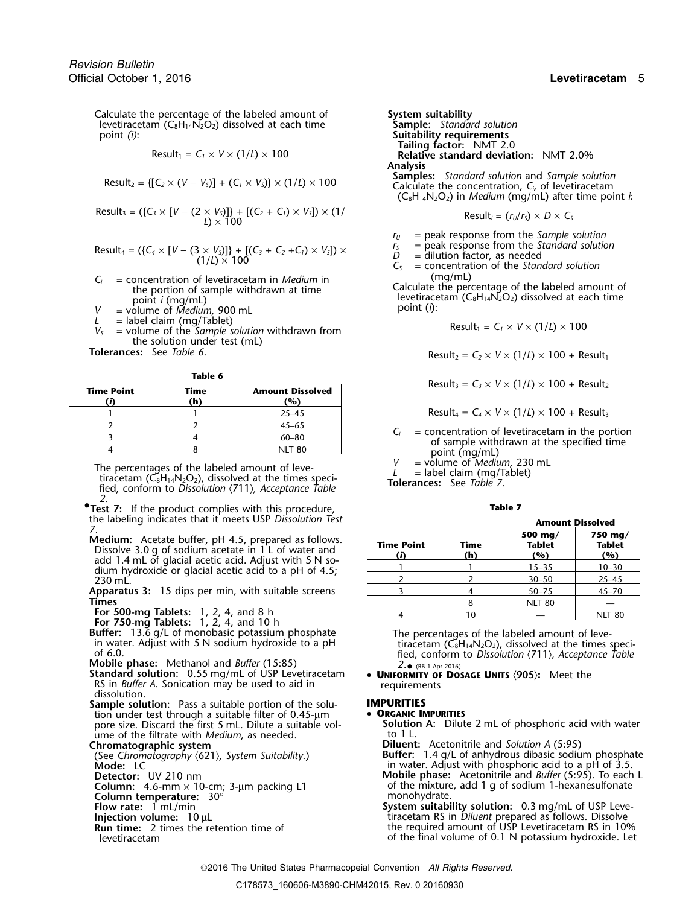Calculate the percentage of the labeled amount of levetiracetam ($C_8H_{14}N_2O_2$) dissolved at each time point *(i)*:

$$Result_1 = C_1 \times V \times (1/L) \times 100$$

$$Result_2 = \{[C_2 \times (V - V_S)] + (C_1 \times V_S)\} \times (1/L) \times 100$$

$$Result_3 = (\{C_3 \times [V - (2 \times V_S)]\} + [(C_2 + C_1) \times V_S]) \times (1/L) \times 100$$

$$Result_4 = (\{C_4 \times [V - (3 \times V_S)]\} + [(C_3 + C_2 + C_1) \times V_S]) \times (1/L) \times 100$$

$C_i$ = concentration of levetiracetam in *Medium* in the portion of sample withdrawn at time point *i* (mg/mL)
$V$ = volume of *Medium*, 900 mL
$L$ = label claim (mg/Tablet)
$V_S$ = volume of the *Sample solution* withdrawn from the solution under test (mL)

**Tolerances:** See *Table 6*.

**Table 6**

| Time Point (*i*) | Time (h) | Amount Dissolved (%) |
|---|---|---|
| 1 | 1 | 25–45 |
| 2 | 2 | 45–65 |
| 3 | 4 | 60–80 |
| 4 | 8 | NLT 80 |

The percentages of the labeled amount of levetiracetam ($C_8H_{14}N_2O_2$), dissolved at the times specified, conform to *Dissolution* ⟨711⟩, *Acceptance Table 2*.

•**Test 7:** If the product complies with this procedure, the labeling indicates that it meets USP *Dissolution Test 7*.

**Medium:** Acetate buffer, pH 4.5, prepared as follows. Dissolve 3.0 g of sodium acetate in 1 L of water and add 1.4 mL of glacial acetic acid. Adjust with 5 N sodium hydroxide or glacial acetic acid to a pH of 4.5; 230 mL.
**Apparatus 3:** 15 dips per min, with suitable screens
**Times**
**For 500-mg Tablets:** 1, 2, 4, and 8 h
**For 750-mg Tablets:** 1, 2, 4, and 10 h
**Buffer:** 13.6 g/L of monobasic potassium phosphate in water. Adjust with 5 N sodium hydroxide to a pH of 6.0.
**Mobile phase:** Methanol and *Buffer* (15:85)
**Standard solution:** 0.55 mg/mL of USP Levetiracetam RS in *Buffer A*. Sonication may be used to aid in dissolution.
**Sample solution:** Pass a suitable portion of the solution under test through a suitable filter of 0.45-µm pore size. Discard the first 5 mL. Dilute a suitable volume of the filtrate with *Medium*, as needed.
**Chromatographic system**
(See *Chromatography* ⟨621⟩, *System Suitability*.)
**Mode:** LC
**Detector:** UV 210 nm
**Column:** 4.6-mm × 10-cm; 3-µm packing L1
**Column temperature:** 30°
**Flow rate:** 1 mL/min
**Injection volume:** 10 µL
**Run time:** 2 times the retention time of levetiracetam
**System suitability**
**Sample:** *Standard solution*
**Suitability requirements**
**Tailing factor:** NMT 2.0
**Relative standard deviation:** NMT 2.0%
**Analysis**
**Samples:** *Standard solution* and *Sample solution*
Calculate the concentration, $C_i$, of levetiracetam ($C_8H_{14}N_2O_2$) in *Medium* (mg/mL) after time point *i*:

$$Result_i = (r_U/r_S) \times D \times C_S$$

$r_U$ = peak response from the *Sample solution*
$r_S$ = peak response from the *Standard solution*
$D$ = dilution factor, as needed
$C_S$ = concentration of the *Standard solution* (mg/mL)

Calculate the percentage of the labeled amount of levetiracetam ($C_8H_{14}N_2O_2$) dissolved at each time point (*i*):

$$Result_1 = C_1 \times V \times (1/L) \times 100$$

$$Result_2 = C_2 \times V \times (1/L) \times 100 + Result_1$$

$$Result_3 = C_3 \times V \times (1/L) \times 100 + Result_2$$

$$Result_4 = C_4 \times V \times (1/L) \times 100 + Result_3$$

$C_i$ = concentration of levetiracetam in the portion of sample withdrawn at the specified time point (mg/mL)
$V$ = volume of *Medium*, 230 mL
$L$ = label claim (mg/Tablet)

**Tolerances:** See *Table 7*.

**Table 7**

| Time Point (*i*) | Time (h) | Amount Dissolved: 500 mg/ Tablet (%) | Amount Dissolved: 750 mg/ Tablet (%) |
|---|---|---|---|
| 1 | 1 | 15–35 | 10–30 |
| 2 | 2 | 30–50 | 25–45 |
| 3 | 4 | 50–75 | 45–70 |
| | 8 | NLT 80 | — |
| 4 | 10 | — | NLT 80 |

The percentages of the labeled amount of levetiracetam ($C_8H_{14}N_2O_2$), dissolved at the times specified, conform to *Dissolution* ⟨711⟩, *Acceptance Table 2*.• (RB 1-Apr-2016)

• **Uniformity of Dosage Units** ⟨905⟩**:** Meet the requirements

## IMPURITIES

• **Organic Impurities**

**Solution A:** Dilute 2 mL of phosphoric acid with water to 1 L.
**Diluent:** Acetonitrile and *Solution A* (5:95)
**Buffer:** 1.4 g/L of anhydrous dibasic sodium phosphate in water. Adjust with phosphoric acid to a pH of 3.5.
**Mobile phase:** Acetonitrile and *Buffer* (5:95). To each L of the mixture, add 1 g of sodium 1-hexanesulfonate monohydrate.
**System suitability solution:** 0.3 mg/mL of USP Levetiracetam RS in *Diluent* prepared as follows. Dissolve the required amount of USP Levetiracetam RS in 10% of the final volume of 0.1 N potassium hydroxide. Let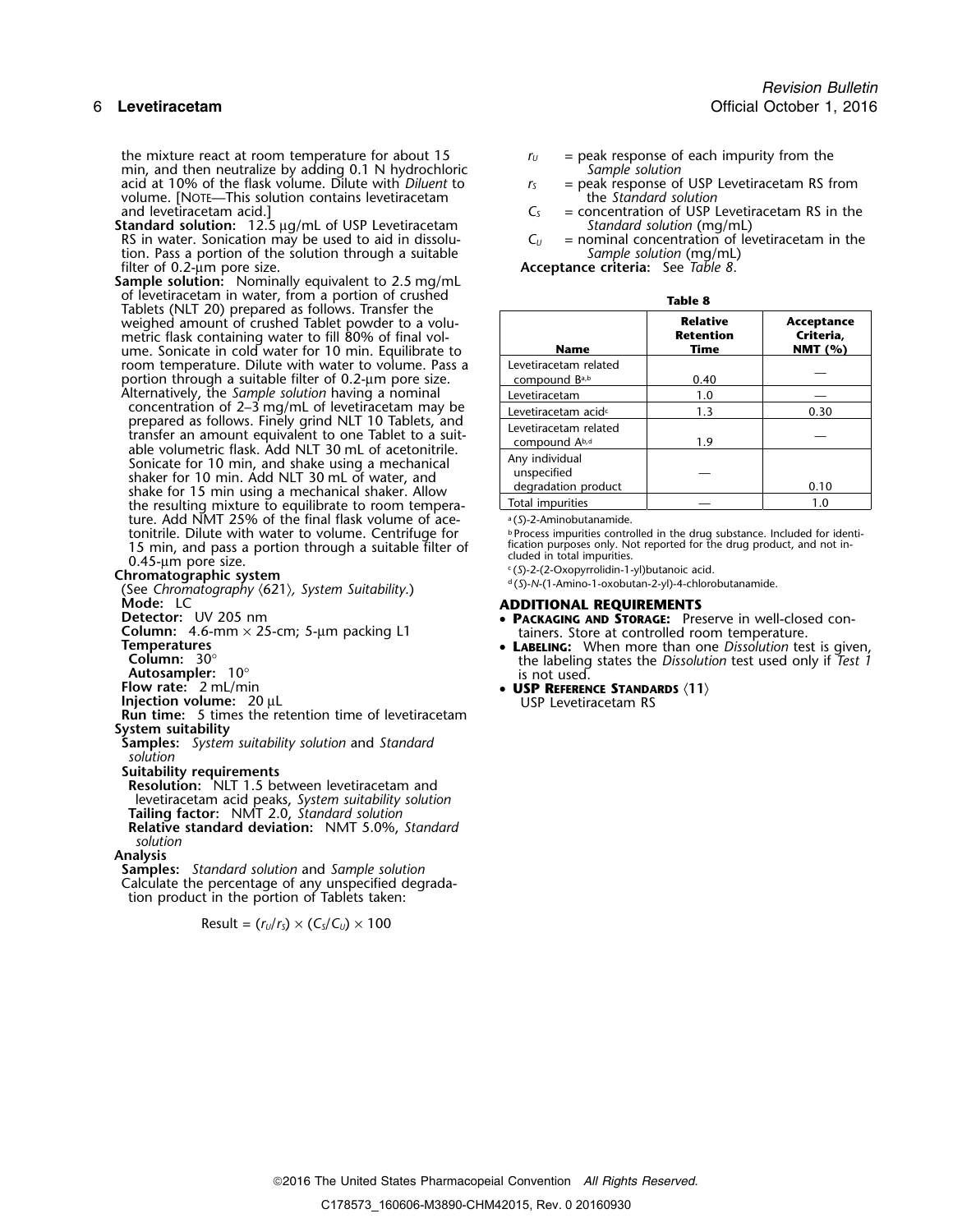the mixture react at room temperature for about 15 min, and then neutralize by adding 0.1 N hydrochloric acid at 10% of the flask volume. Dilute with *Diluent* to volume. [NOTE—This solution contains levetiracetam and levetiracetam acid.]

**Standard solution:** 12.5 µg/mL of USP Levetiracetam RS in water. Sonication may be used to aid in dissolution. Pass a portion of the solution through a suitable filter of 0.2-µm pore size.

**Sample solution:** Nominally equivalent to 2.5 mg/mL of levetiracetam in water, from a portion of crushed Tablets (NLT 20) prepared as follows. Transfer the weighed amount of crushed Tablet powder to a volumetric flask containing water to fill 80% of final volume. Sonicate in cold water for 10 min. Equilibrate to room temperature. Dilute with water to volume. Pass a portion through a suitable filter of 0.2-µm pore size.

Alternatively, the *Sample solution* having a nominal concentration of 2–3 mg/mL of levetiracetam may be prepared as follows. Finely grind NLT 10 Tablets, and transfer an amount equivalent to one Tablet to a suitable volumetric flask. Add NLT 30 mL of acetonitrile. Sonicate for 10 min, and shake using a mechanical shaker for 10 min. Add NLT 30 mL of water, and shake for 15 min using a mechanical shaker. Allow the resulting mixture to equilibrate to room temperature. Add NMT 25% of the final flask volume of acetonitrile. Dilute with water to volume. Centrifuge for 15 min, and pass a portion through a suitable filter of 0.45-µm pore size.

**Chromatographic system**

(See *Chromatography* ⟨621⟩, *System Suitability*.)

**Mode:** LC

**Detector:** UV 205 nm

**Column:** 4.6-mm × 25-cm; 5-µm packing L1

**Temperatures**

**Column:** 30°

**Autosampler:** 10°

**Flow rate:** 2 mL/min

**Injection volume:** 20 µL

**Run time:** 5 times the retention time of levetiracetam

**System suitability**

**Samples:** *System suitability solution* and *Standard solution*

**Suitability requirements**

**Resolution:** NLT 1.5 between levetiracetam and levetiracetam acid peaks, *System suitability solution*

**Tailing factor:** NMT 2.0, *Standard solution*

**Relative standard deviation:** NMT 5.0%, *Standard solution*

**Analysis**

**Samples:** *Standard solution* and *Sample solution*

Calculate the percentage of any unspecified degradation product in the portion of Tablets taken:

$$\text{Result} = (r_U/r_S) \times (C_S/C_U) \times 100$$

$r_U$ = peak response of each impurity from the *Sample solution*

$r_S$ = peak response of USP Levetiracetam RS from the *Standard solution*

$C_S$ = concentration of USP Levetiracetam RS in the *Standard solution* (mg/mL)

$C_U$ = nominal concentration of levetiracetam in the *Sample solution* (mg/mL)

**Acceptance criteria:** See *Table 8*.

**Table 8**

| Name | Relative Retention Time | Acceptance Criteria, NMT (%) |
|---|---|---|
| Levetiracetam related compound B[a,b] | 0.40 | — |
| Levetiracetam | 1.0 | — |
| Levetiracetam acid[c] | 1.3 | 0.30 |
| Levetiracetam related compound A[b,d] | 1.9 | — |
| Any individual unspecified degradation product | — | 0.10 |
| Total impurities | — | 1.0 |

[a] (*S*)-2-Aminobutanamide.

[b] Process impurities controlled in the drug substance. Included for identification purposes only. Not reported for the drug product, and not included in total impurities.

[c] (*S*)-2-(2-Oxopyrrolidin-1-yl)butanoic acid.

[d] (*S*)-*N*-(1-Amino-1-oxobutan-2-yl)-4-chlorobutanamide.

## ADDITIONAL REQUIREMENTS

- **PACKAGING AND STORAGE:** Preserve in well-closed containers. Store at controlled room temperature.
- **LABELING:** When more than one *Dissolution* test is given, the labeling states the *Dissolution* test used only if *Test 1* is not used.
- **USP REFERENCE STANDARDS ⟨11⟩**

  USP Levetiracetam RS